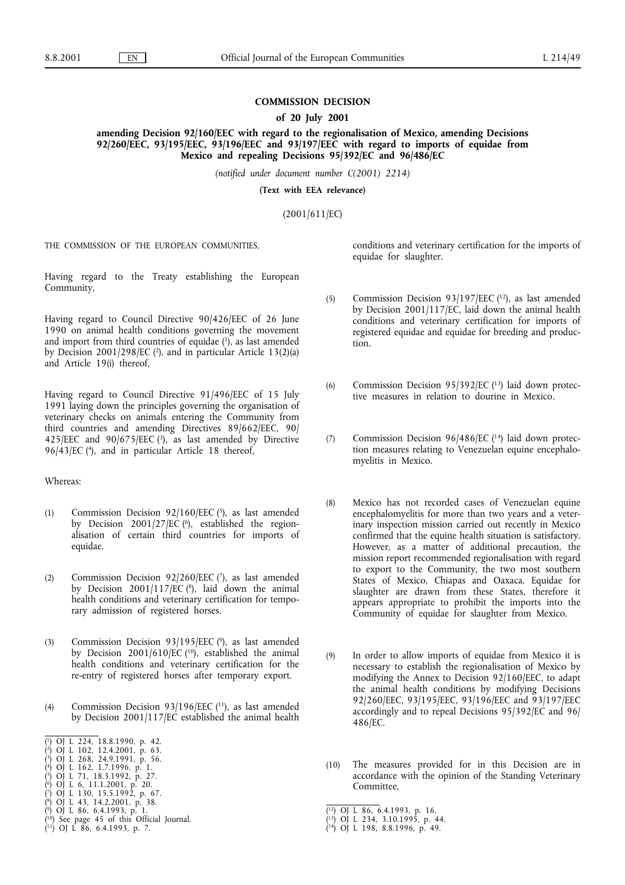# COMMISSION DECISION

## of 20 July 2001

## amending Decision 92/160/EEC with regard to the regionalisation of Mexico, amending Decisions 92/260/EEC, 93/195/EEC, 93/196/EEC and 93/197/EEC with regard to imports of equidae from Mexico and repealing Decisions 95/392/EC and 96/486/EC

*(notified under document number C(2001) 2214)*

**(Text with EEA relevance)**

(2001/611/EC)

THE COMMISSION OF THE EUROPEAN COMMUNITIES,

Having regard to the Treaty establishing the European Community,

Having regard to Council Directive 90/426/EEC of 26 June 1990 on animal health conditions governing the movement and import from third countries of equidae [1], as last amended by Decision 2001/298/EC [2], and in particular Article 13(2)(a) and Article 19(i) thereof,

Having regard to Council Directive 91/496/EEC of 15 July 1991 laying down the principles governing the organisation of veterinary checks on animals entering the Community from third countries and amending Directives 89/662/EEC, 90/425/EEC and 90/675/EEC [3], as last amended by Directive 96/43/EC [4], and in particular Article 18 thereof,

Whereas:

(1) Commission Decision 92/160/EEC [5], as last amended by Decision 2001/27/EC [6], established the regionalisation of certain third countries for imports of equidae.

(2) Commission Decision 92/260/EEC [7], as last amended by Decision 2001/117/EC [8], laid down the animal health conditions and veterinary certification for temporary admission of registered horses.

(3) Commission Decision 93/195/EEC [9], as last amended by Decision 2001/610/EC [10], established the animal health conditions and veterinary certification for the re-entry of registered horses after temporary export.

(4) Commission Decision 93/196/EEC [11], as last amended by Decision 2001/117/EC established the animal health conditions and veterinary certification for the imports of equidae for slaughter.

(5) Commission Decision 93/197/EEC [12], as last amended by Decision 2001/117/EC, laid down the animal health conditions and veterinary certification for imports of registered equidae and equidae for breeding and production.

(6) Commission Decision 95/392/EC [13] laid down protective measures in relation to dourine in Mexico.

(7) Commission Decision 96/486/EC [14] laid down protection measures relating to Venezuelan equine encephalomyelitis in Mexico.

(8) Mexico has not recorded cases of Venezuelan equine encephalomyelitis for more than two years and a veterinary inspection mission carried out recently in Mexico confirmed that the equine health situation is satisfactory. However, as a matter of additional precaution, the mission report recommended regionalisation with regard to export to the Community, the two most southern States of Mexico, Chiapas and Oaxaca. Equidae for slaughter are drawn from these States, therefore it appears appropriate to prohibit the imports into the Community of equidae for slaughter from Mexico.

(9) In order to allow imports of equidae from Mexico it is necessary to establish the regionalisation of Mexico by modifying the Annex to Decision 92/160/EEC, to adapt the animal health conditions by modifying Decisions 92/260/EEC, 93/195/EEC, 93/196/EEC and 93/197/EEC accordingly and to repeal Decisions 95/392/EC and 96/486/EC.

(10) The measures provided for in this Decision are in accordance with the opinion of the Standing Veterinary Committee,

---

[1] OJ L 224, 18.8.1990, p. 42.
[2] OJ L 102, 12.4.2001, p. 63.
[3] OJ L 268, 24.9.1991, p. 56.
[4] OJ L 162, 1.7.1996, p. 1.
[5] OJ L 71, 18.3.1992, p. 27.
[6] OJ L 6, 11.1.2001, p. 20.
[7] OJ L 130, 15.5.1992, p. 67.
[8] OJ L 43, 14.2.2001, p. 38.
[9] OJ L 86, 6.4.1993, p. 1.
[10] See page 45 of this Official Journal.
[11] OJ L 86, 6.4.1993, p. 7.
[12] OJ L 86, 6.4.1993, p. 16.
[13] OJ L 234, 3.10.1995, p. 44.
[14] OJ L 198, 8.8.1996, p. 49.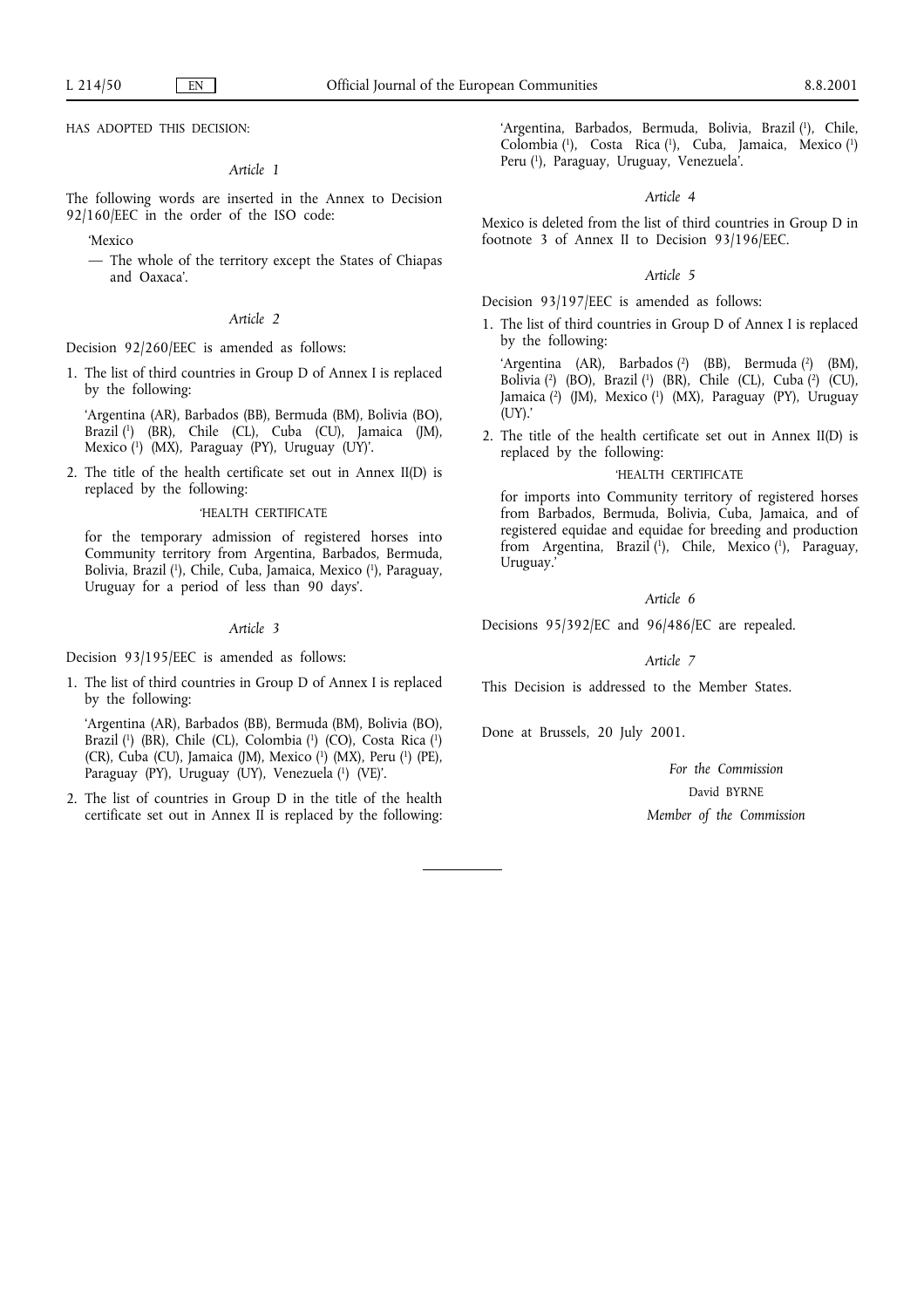HAS ADOPTED THIS DECISION:

*Article 1*

The following words are inserted in the Annex to Decision 92/160/EEC in the order of the ISO code:

'Mexico

— The whole of the territory except the States of Chiapas and Oaxaca'.

*Article 2*

Decision 92/260/EEC is amended as follows:

1. The list of third countries in Group D of Annex I is replaced by the following:

   'Argentina (AR), Barbados (BB), Bermuda (BM), Bolivia (BO), Brazil (1) (BR), Chile (CL), Cuba (CU), Jamaica (JM), Mexico (1) (MX), Paraguay (PY), Uruguay (UY)'.

2. The title of the health certificate set out in Annex II(D) is replaced by the following:

   'HEALTH CERTIFICATE

   for the temporary admission of registered horses into Community territory from Argentina, Barbados, Bermuda, Bolivia, Brazil (1), Chile, Cuba, Jamaica, Mexico (1), Paraguay, Uruguay for a period of less than 90 days'.

*Article 3*

Decision 93/195/EEC is amended as follows:

1. The list of third countries in Group D of Annex I is replaced by the following:

   'Argentina (AR), Barbados (BB), Bermuda (BM), Bolivia (BO), Brazil (1) (BR), Chile (CL), Colombia (1) (CO), Costa Rica (1) (CR), Cuba (CU), Jamaica (JM), Mexico (1) (MX), Peru (1) (PE), Paraguay (PY), Uruguay (UY), Venezuela (1) (VE)'.

2. The list of countries in Group D in the title of the health certificate set out in Annex II is replaced by the following:

   'Argentina, Barbados, Bermuda, Bolivia, Brazil (1), Chile, Colombia (1), Costa Rica (1), Cuba, Jamaica, Mexico (1) Peru (1), Paraguay, Uruguay, Venezuela'.

*Article 4*

Mexico is deleted from the list of third countries in Group D in footnote 3 of Annex II to Decision 93/196/EEC.

*Article 5*

Decision 93/197/EEC is amended as follows:

1. The list of third countries in Group D of Annex I is replaced by the following:

   'Argentina (AR), Barbados (2) (BB), Bermuda (2) (BM), Bolivia (2) (BO), Brazil (1) (BR), Chile (CL), Cuba (2) (CU), Jamaica (2) (JM), Mexico (1) (MX), Paraguay (PY), Uruguay (UY).'

2. The title of the health certificate set out in Annex II(D) is replaced by the following:

   'HEALTH CERTIFICATE

   for imports into Community territory of registered horses from Barbados, Bermuda, Bolivia, Cuba, Jamaica, and of registered equidae and equidae for breeding and production from Argentina, Brazil (1), Chile, Mexico (1), Paraguay, Uruguay.'

*Article 6*

Decisions 95/392/EC and 96/486/EC are repealed.

*Article 7*

This Decision is addressed to the Member States.

Done at Brussels, 20 July 2001.

*For the Commission*

David BYRNE

*Member of the Commission*